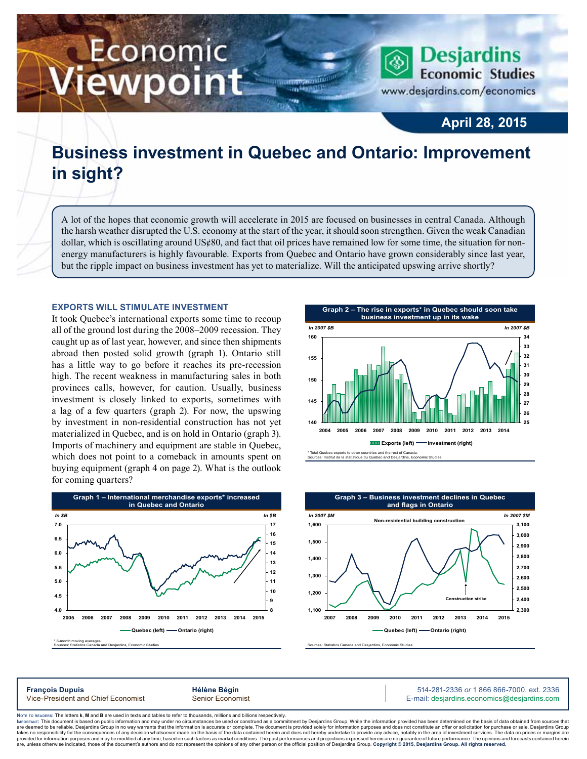# Economic Viewpoint

**Desjardins Economic Studies**
www.desjardins.com/economics

**April 28, 2015**

## Business investment in Quebec and Ontario: Improvement in sight?

A lot of the hopes that economic growth will accelerate in 2015 are focused on businesses in central Canada. Although the harsh weather disrupted the U.S. economy at the start of the year, it should soon strengthen. Given the weak Canadian dollar, which is oscillating around US¢80, and fact that oil prices have remained low for some time, the situation for non-energy manufacturers is highly favourable. Exports from Quebec and Ontario have grown considerably since last year, but the ripple impact on business investment has yet to materialize. Will the anticipated upswing arrive shortly?

### EXPORTS WILL STIMULATE INVESTMENT

It took Quebec's international exports some time to recoup all of the ground lost during the 2008–2009 recession. They caught up as of last year, however, and since then shipments abroad then posted solid growth (graph 1). Ontario still has a little way to go before it reaches its pre-recession high. The recent weakness in manufacturing sales in both provinces calls, however, for caution. Usually, business investment is closely linked to exports, sometimes with a lag of a few quarters (graph 2). For now, the upswing by investment in non-residential construction has not yet materialized in Quebec, and is on hold in Ontario (graph 3). Imports of machinery and equipment are stable in Quebec, which does not point to a comeback in amounts spent on buying equipment (graph 4 on page 2). What is the outlook for coming quarters?

**Graph 1 – International merchandise exports* increased in Quebec and Ontario**

Quebec (left) — Ontario (right); In $B

* 6-month moving averages.
Sources: Statistics Canada and Desjardins, Economic Studies

**Graph 2 – The rise in exports* in Quebec should soon take business investment up in its wake**

Exports (left) — Investment (right); In 2007 $B

* Total Quebec exports to other countries and the rest of Canada.
Sources: Institut de la statistique du Québec and Desjardins, Economic Studies

**Graph 3 – Business investment declines in Quebec and flags in Ontario**

Non-residential building construction; Quebec (left) — Ontario (right); In 2007 $M; Construction strike

Sources: Statistics Canada and Desjardins, Economic Studies

---

**François Dupuis**
Vice-President and Chief Economist

**Hélène Bégin**
Senior Economist

514-281-2336 *or* 1 866 866-7000, ext. 2336
E-mail: desjardins.economics@desjardins.com

Note to readers: The letters **k**, **M** and **B** are used in texts and tables to refer to thousands, millions and billions respectively.

Important: This document is based on public information and may under no circumstances be used or construed as a commitment by Desjardins Group. While the information provided has been determined on the basis of data obtained from sources that are deemed to be reliable, Desjardins Group in no way warrants that the information is accurate or complete. The document is provided solely for information purposes and does not constitute an offer or solicitation for purchase or sale. Desjardins Group takes no responsibility for the consequences of any decision whatsoever made on the basis of the data contained herein and does not hereby undertake to provide any advice, notably in the area of investment services. The data on prices or margins are provided for information purposes and may be modified at any time, based on such factors as market conditions. The past performances and projections expressed herein are no guarantee of future performance. The opinions and forecasts contained herein are, unless otherwise indicated, those of the document's authors and do not represent the opinions of any other person or the official position of Desjardins Group. **Copyright © 2015, Desjardins Group. All rights reserved.**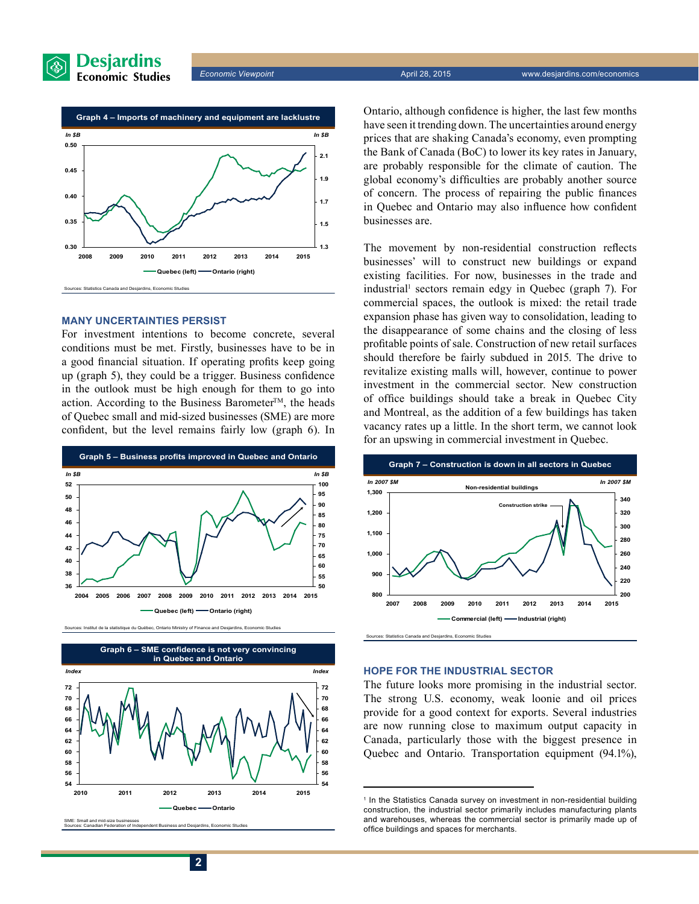**Graph 4 – Imports of machinery and equipment are lacklustre**

Sources: Statistics Canada and Desjardins, Economic Studies

## MANY UNCERTAINTIES PERSIST

For investment intentions to become concrete, several conditions must be met. Firstly, businesses have to be in a good financial situation. If operating profits keep going up (graph 5), they could be a trigger. Business confidence in the outlook must be high enough for them to go into action. According to the Business Barometer™, the heads of Quebec small and mid-sized businesses (SME) are more confident, but the level remains fairly low (graph 6). In Ontario, although confidence is higher, the last few months have seen it trending down. The uncertainties around energy prices that are shaking Canada's economy, even prompting the Bank of Canada (BoC) to lower its key rates in January, are probably responsible for the climate of caution. The global economy's difficulties are probably another source of concern. The process of repairing the public finances in Quebec and Ontario may also influence how confident businesses are.

**Graph 5 – Business profits improved in Quebec and Ontario**

Sources: Institut de la statistique du Québec, Ontario Ministry of Finance and Desjardins, Economic Studies

**Graph 6 – SME confidence is not very convincing in Quebec and Ontario**

SME: Small and mid-size businesses
Sources: Canadian Federation of Independent Business and Desjardins, Economic Studies

The movement by non-residential construction reflects businesses' will to construct new buildings or expand existing facilities. For now, businesses in the trade and industrial[1] sectors remain edgy in Quebec (graph 7). For commercial spaces, the outlook is mixed: the retail trade expansion phase has given way to consolidation, leading to the disappearance of some chains and the closing of less profitable points of sale. Construction of new retail surfaces should therefore be fairly subdued in 2015. The drive to revitalize existing malls will, however, continue to power investment in the commercial sector. New construction of office buildings should take a break in Quebec City and Montreal, as the addition of a few buildings has taken vacancy rates up a little. In the short term, we cannot look for an upswing in commercial investment in Quebec.

**Graph 7 – Construction is down in all sectors in Quebec**

Sources: Statistics Canada and Desjardins, Economic Studies

## HOPE FOR THE INDUSTRIAL SECTOR

The future looks more promising in the industrial sector. The strong U.S. economy, weak loonie and oil prices provide for a good context for exports. Several industries are now running close to maximum output capacity in Canada, particularly those with the biggest presence in Quebec and Ontario. Transportation equipment (94.1%),

---

[1] In the Statistics Canada survey on investment in non-residential building construction, the industrial sector primarily includes manufacturing plants and warehouses, whereas the commercial sector is primarily made up of office buildings and spaces for merchants.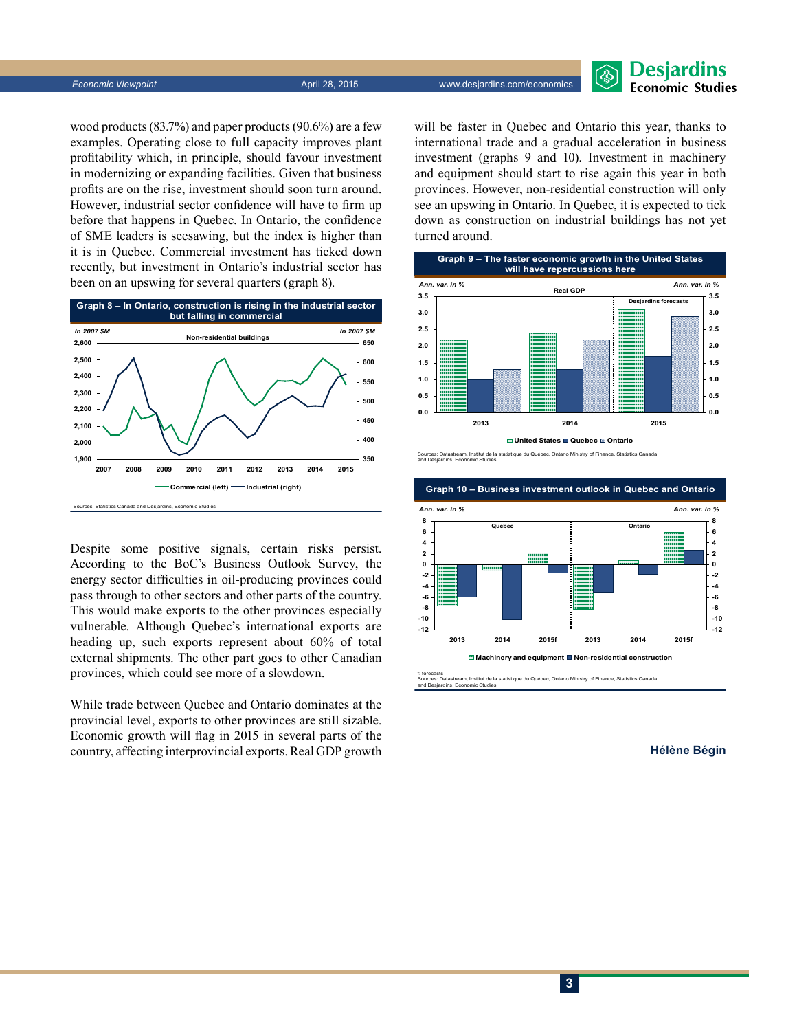wood products (83.7%) and paper products (90.6%) are a few examples. Operating close to full capacity improves plant profitability which, in principle, should favour investment in modernizing or expanding facilities. Given that business profits are on the rise, investment should soon turn around. However, industrial sector confidence will have to firm up before that happens in Quebec. In Ontario, the confidence of SME leaders is seesawing, but the index is higher than it is in Quebec. Commercial investment has ticked down recently, but investment in Ontario's industrial sector has been on an upswing for several quarters (graph 8).

**Graph 8 – In Ontario, construction is rising in the industrial sector but falling in commercial**

In 2007 $M
Non-residential buildings
In 2007 $M
2,600
2,500
2,400
2,300
2,200
2,100
2,000
1,900
650
600
550
500
450
400
350
2007 2008 2009 2010 2011 2012 2013 2014 2015
Commercial (left) Industrial (right)

Sources: Statistics Canada and Desjardins, Economic Studies

Despite some positive signals, certain risks persist. According to the BoC's Business Outlook Survey, the energy sector difficulties in oil-producing provinces could pass through to other sectors and other parts of the country. This would make exports to the other provinces especially vulnerable. Although Quebec's international exports are heading up, such exports represent about 60% of total external shipments. The other part goes to other Canadian provinces, which could see more of a slowdown.

While trade between Quebec and Ontario dominates at the provincial level, exports to other provinces are still sizable. Economic growth will flag in 2015 in several parts of the country, affecting interprovincial exports. Real GDP growth will be faster in Quebec and Ontario this year, thanks to international trade and a gradual acceleration in business investment (graphs 9 and 10). Investment in machinery and equipment should start to rise again this year in both provinces. However, non-residential construction will only see an upswing in Ontario. In Quebec, it is expected to tick down as construction on industrial buildings has not yet turned around.

**Graph 9 – The faster economic growth in the United States will have repercussions here**

Ann. var. in %
Real GDP
Ann. var. in %
Desjardins forecasts
3.5
3.0
2.5
2.0
1.5
1.0
0.5
0.0
2013 2014 2015
United States Quebec Ontario

Sources: Datastream, Institut de la statistique du Québec, Ontario Ministry of Finance, Statistics Canada and Desjardins, Economic Studies

**Graph 10 – Business investment outlook in Quebec and Ontario**

Ann. var. in %
Quebec
Ontario
Ann. var. in %
8
6
4
2
0
-2
-4
-6
-8
-10
-12
2013 2014 2015f 2013 2014 2015f
Machinery and equipment Non-residential construction

f: forecasts
Sources: Datastream, Institut de la statistique du Québec, Ontario Ministry of Finance, Statistics Canada and Desjardins, Economic Studies

**Hélène Bégin**